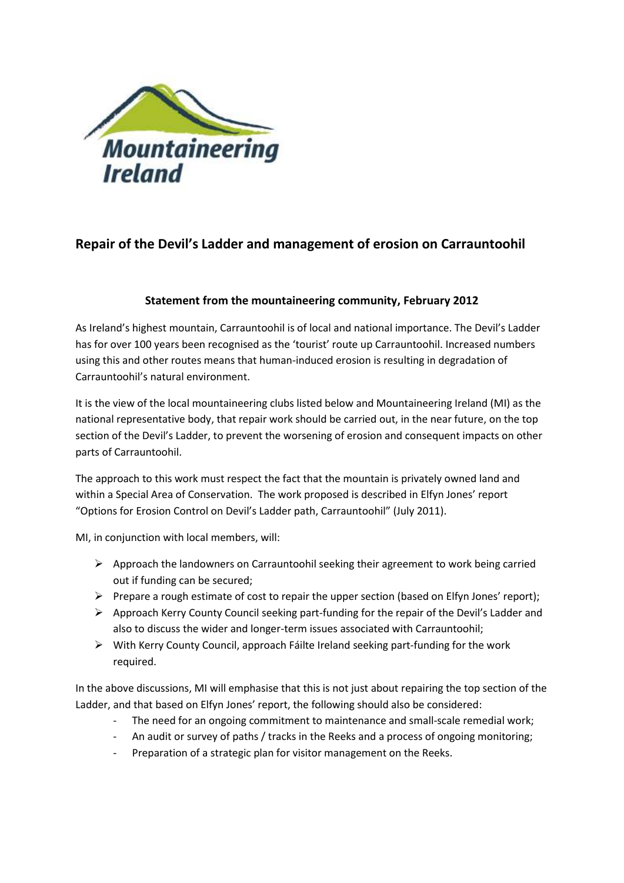Mountaineering Ireland

## Repair of the Devil's Ladder and management of erosion on Carrauntoohil

### Statement from the mountaineering community, February 2012

As Ireland's highest mountain, Carrauntoohil is of local and national importance. The Devil's Ladder has for over 100 years been recognised as the 'tourist' route up Carrauntoohil. Increased numbers using this and other routes means that human-induced erosion is resulting in degradation of Carrauntoohil's natural environment.

It is the view of the local mountaineering clubs listed below and Mountaineering Ireland (MI) as the national representative body, that repair work should be carried out, in the near future, on the top section of the Devil's Ladder, to prevent the worsening of erosion and consequent impacts on other parts of Carrauntoohil.

The approach to this work must respect the fact that the mountain is privately owned land and within a Special Area of Conservation. The work proposed is described in Elfyn Jones' report "Options for Erosion Control on Devil's Ladder path, Carrauntoohil" (July 2011).

MI, in conjunction with local members, will:

- Approach the landowners on Carrauntoohil seeking their agreement to work being carried out if funding can be secured;
- Prepare a rough estimate of cost to repair the upper section (based on Elfyn Jones' report);
- Approach Kerry County Council seeking part-funding for the repair of the Devil's Ladder and also to discuss the wider and longer-term issues associated with Carrauntoohil;
- With Kerry County Council, approach Fáilte Ireland seeking part-funding for the work required.

In the above discussions, MI will emphasise that this is not just about repairing the top section of the Ladder, and that based on Elfyn Jones' report, the following should also be considered:

- The need for an ongoing commitment to maintenance and small-scale remedial work;
- An audit or survey of paths / tracks in the Reeks and a process of ongoing monitoring;
- Preparation of a strategic plan for visitor management on the Reeks.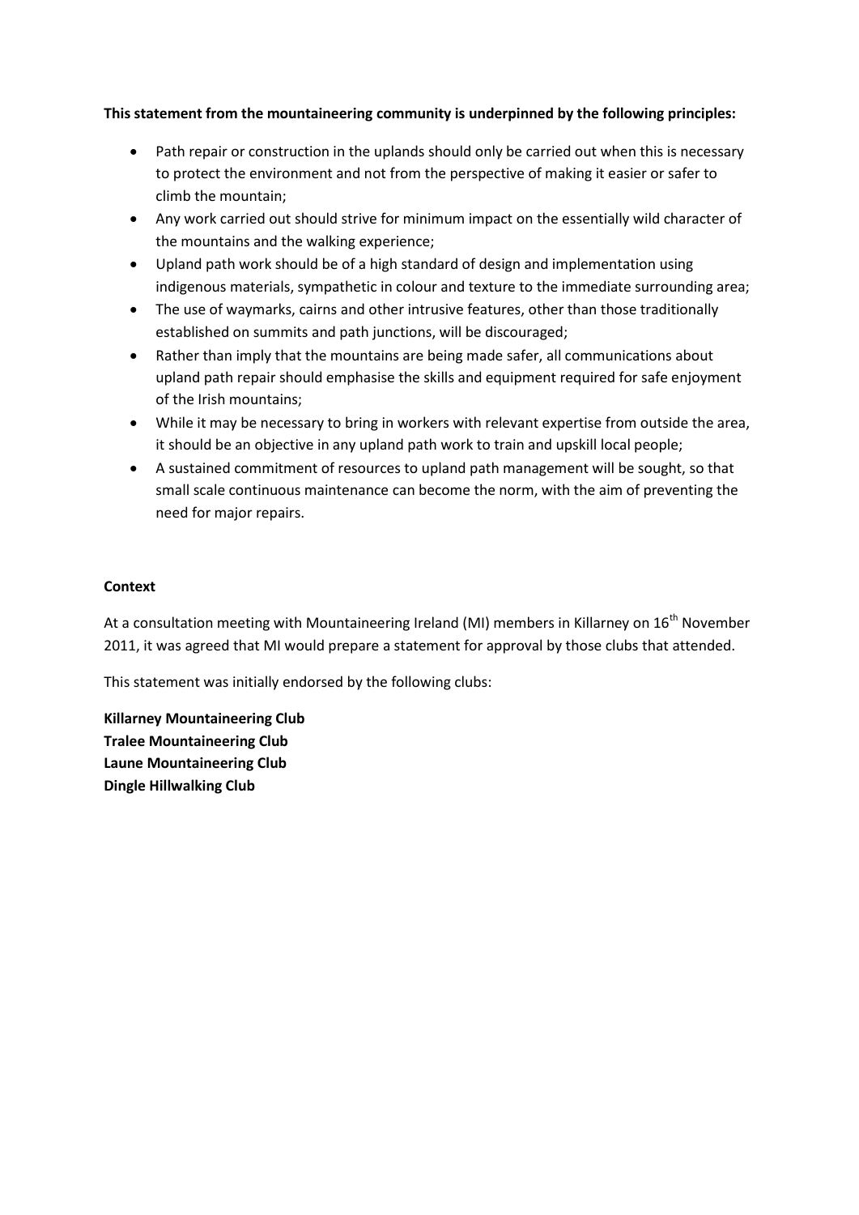**This statement from the mountaineering community is underpinned by the following principles:**

- Path repair or construction in the uplands should only be carried out when this is necessary to protect the environment and not from the perspective of making it easier or safer to climb the mountain;
- Any work carried out should strive for minimum impact on the essentially wild character of the mountains and the walking experience;
- Upland path work should be of a high standard of design and implementation using indigenous materials, sympathetic in colour and texture to the immediate surrounding area;
- The use of waymarks, cairns and other intrusive features, other than those traditionally established on summits and path junctions, will be discouraged;
- Rather than imply that the mountains are being made safer, all communications about upland path repair should emphasise the skills and equipment required for safe enjoyment of the Irish mountains;
- While it may be necessary to bring in workers with relevant expertise from outside the area, it should be an objective in any upland path work to train and upskill local people;
- A sustained commitment of resources to upland path management will be sought, so that small scale continuous maintenance can become the norm, with the aim of preventing the need for major repairs.

**Context**

At a consultation meeting with Mountaineering Ireland (MI) members in Killarney on 16th November 2011, it was agreed that MI would prepare a statement for approval by those clubs that attended.

This statement was initially endorsed by the following clubs:

**Killarney Mountaineering Club**
**Tralee Mountaineering Club**
**Laune Mountaineering Club**
**Dingle Hillwalking Club**